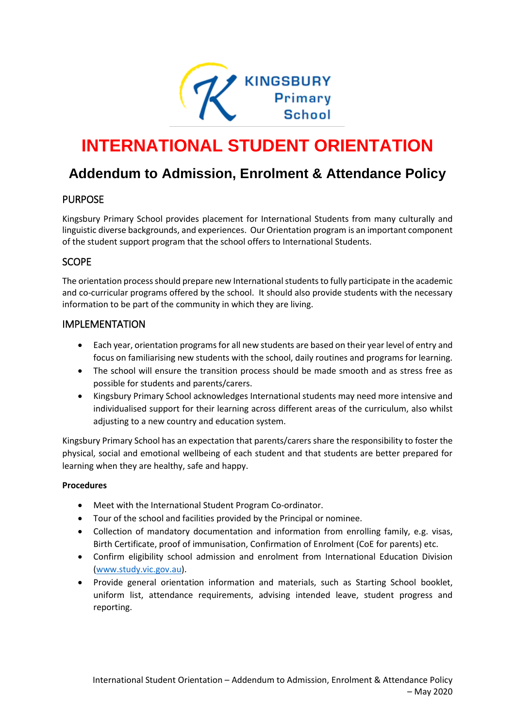# INTERNATIONAL STUDENT ORIENTATION

## Addendum to Admission, Enrolment & Attendance Policy

### PURPOSE

Kingsbury Primary School provides placement for International Students from many culturally and linguistic diverse backgrounds, and experiences. Our Orientation program is an important component of the student support program that the school offers to International Students.

### SCOPE

The orientation process should prepare new International students to fully participate in the academic and co-curricular programs offered by the school. It should also provide students with the necessary information to be part of the community in which they are living.

### IMPLEMENTATION

- Each year, orientation programs for all new students are based on their year level of entry and focus on familiarising new students with the school, daily routines and programs for learning.
- The school will ensure the transition process should be made smooth and as stress free as possible for students and parents/carers.
- Kingsbury Primary School acknowledges International students may need more intensive and individualised support for their learning across different areas of the curriculum, also whilst adjusting to a new country and education system.

Kingsbury Primary School has an expectation that parents/carers share the responsibility to foster the physical, social and emotional wellbeing of each student and that students are better prepared for learning when they are healthy, safe and happy.

**Procedures**

- Meet with the International Student Program Co-ordinator.
- Tour of the school and facilities provided by the Principal or nominee.
- Collection of mandatory documentation and information from enrolling family, e.g. visas, Birth Certificate, proof of immunisation, Confirmation of Enrolment (CoE for parents) etc.
- Confirm eligibility school admission and enrolment from International Education Division (www.study.vic.gov.au).
- Provide general orientation information and materials, such as Starting School booklet, uniform list, attendance requirements, advising intended leave, student progress and reporting.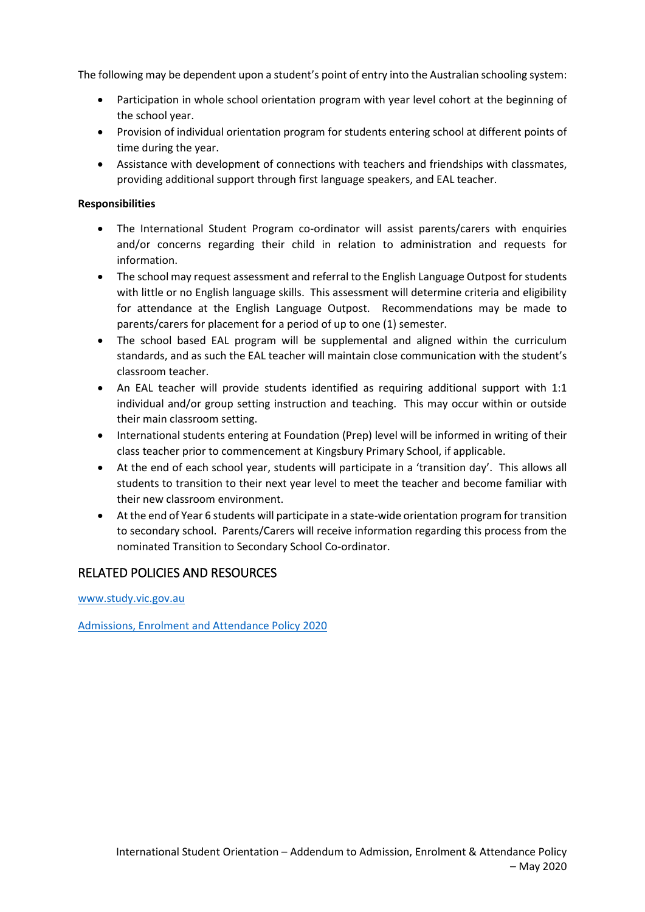The following may be dependent upon a student's point of entry into the Australian schooling system:

- Participation in whole school orientation program with year level cohort at the beginning of the school year.
- Provision of individual orientation program for students entering school at different points of time during the year.
- Assistance with development of connections with teachers and friendships with classmates, providing additional support through first language speakers, and EAL teacher.

**Responsibilities**

- The International Student Program co-ordinator will assist parents/carers with enquiries and/or concerns regarding their child in relation to administration and requests for information.
- The school may request assessment and referral to the English Language Outpost for students with little or no English language skills. This assessment will determine criteria and eligibility for attendance at the English Language Outpost. Recommendations may be made to parents/carers for placement for a period of up to one (1) semester.
- The school based EAL program will be supplemental and aligned within the curriculum standards, and as such the EAL teacher will maintain close communication with the student's classroom teacher.
- An EAL teacher will provide students identified as requiring additional support with 1:1 individual and/or group setting instruction and teaching. This may occur within or outside their main classroom setting.
- International students entering at Foundation (Prep) level will be informed in writing of their class teacher prior to commencement at Kingsbury Primary School, if applicable.
- At the end of each school year, students will participate in a 'transition day'. This allows all students to transition to their next year level to meet the teacher and become familiar with their new classroom environment.
- At the end of Year 6 students will participate in a state-wide orientation program for transition to secondary school. Parents/Carers will receive information regarding this process from the nominated Transition to Secondary School Co-ordinator.

## RELATED POLICIES AND RESOURCES

www.study.vic.gov.au

Admissions, Enrolment and Attendance Policy 2020